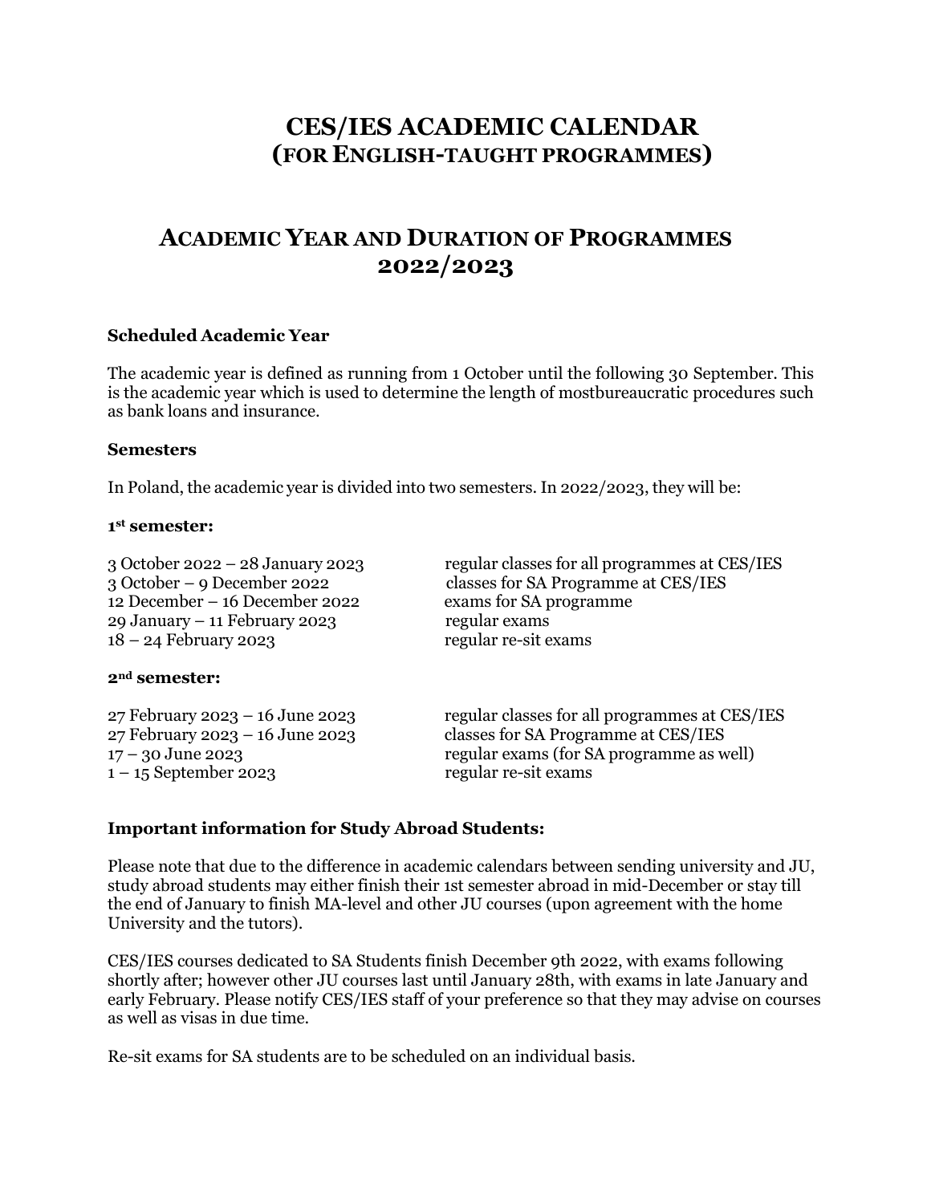# CES/IES ACADEMIC CALENDAR
## (FOR ENGLISH-TAUGHT PROGRAMMES)

## ACADEMIC YEAR AND DURATION OF PROGRAMMES 2022/2023

### Scheduled Academic Year

The academic year is defined as running from 1 October until the following 30 September. This is the academic year which is used to determine the length of mostbureaucratic procedures such as bank loans and insurance.

### Semesters

In Poland, the academic year is divided into two semesters. In 2022/2023, they will be:

**1st semester:**

| | |
|---|---|
| 3 October 2022 – 28 January 2023 | regular classes for all programmes at CES/IES |
| 3 October – 9 December 2022 | classes for SA Programme at CES/IES |
| 12 December – 16 December 2022 | exams for SA programme |
| 29 January – 11 February 2023 | regular exams |
| 18 – 24 February 2023 | regular re-sit exams |

**2nd semester:**

| | |
|---|---|
| 27 February 2023 – 16 June 2023 | regular classes for all programmes at CES/IES |
| 27 February 2023 – 16 June 2023 | classes for SA Programme at CES/IES |
| 17 – 30 June 2023 | regular exams (for SA programme as well) |
| 1 – 15 September 2023 | regular re-sit exams |

### Important information for Study Abroad Students:

Please note that due to the difference in academic calendars between sending university and JU, study abroad students may either finish their 1st semester abroad in mid-December or stay till the end of January to finish MA-level and other JU courses (upon agreement with the home University and the tutors).

CES/IES courses dedicated to SA Students finish December 9th 2022, with exams following shortly after; however other JU courses last until January 28th, with exams in late January and early February. Please notify CES/IES staff of your preference so that they may advise on courses as well as visas in due time.

Re-sit exams for SA students are to be scheduled on an individual basis.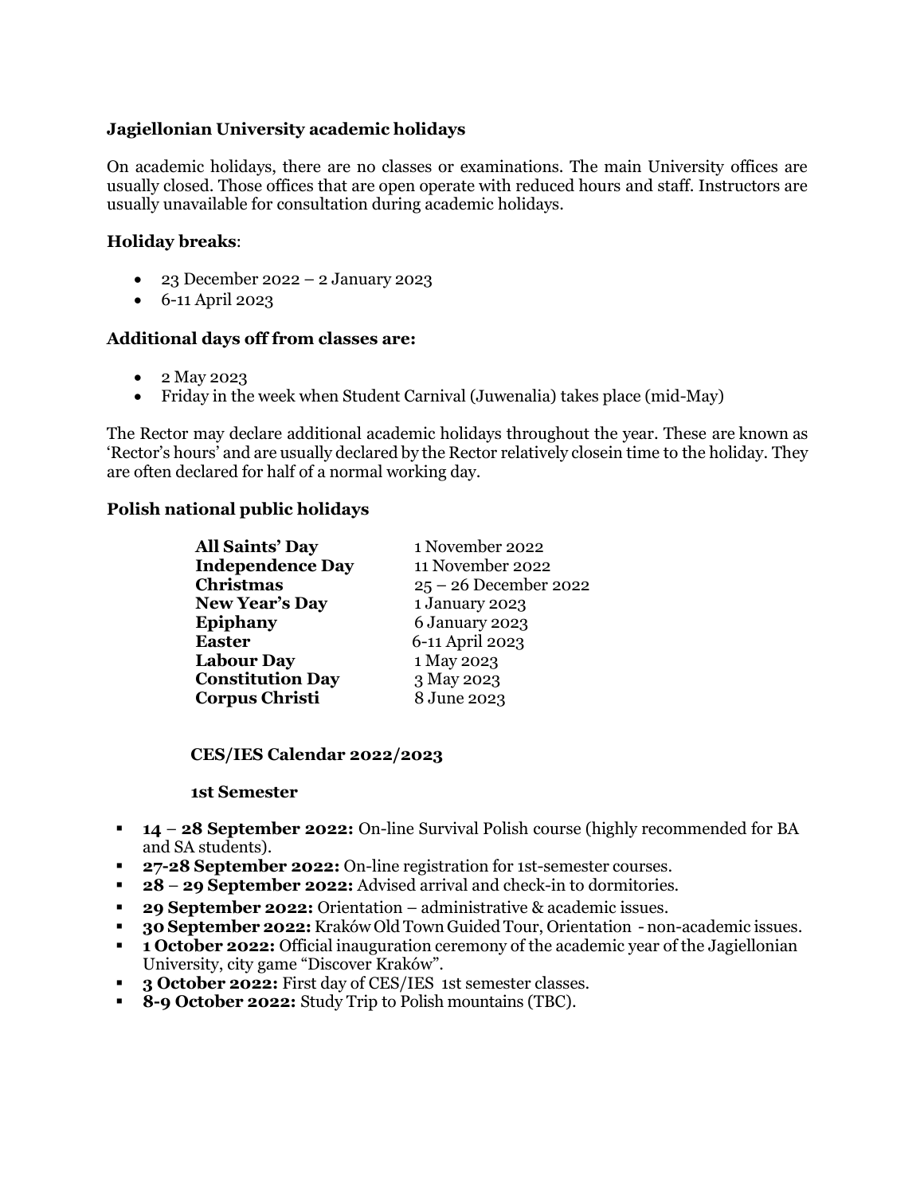### Jagiellonian University academic holidays

On academic holidays, there are no classes or examinations. The main University offices are usually closed. Those offices that are open operate with reduced hours and staff. Instructors are usually unavailable for consultation during academic holidays.

**Holiday breaks**:

- 23 December 2022 – 2 January 2023
- 6-11 April 2023

**Additional days off from classes are:**

- 2 May 2023
- Friday in the week when Student Carnival (Juwenalia) takes place (mid-May)

The Rector may declare additional academic holidays throughout the year. These are known as 'Rector's hours' and are usually declared by the Rector relatively closein time to the holiday. They are often declared for half of a normal working day.

### Polish national public holidays

| | |
|---|---|
| **All Saints' Day** | 1 November 2022 |
| **Independence Day** | 11 November 2022 |
| **Christmas** | 25 – 26 December 2022 |
| **New Year's Day** | 1 January 2023 |
| **Epiphany** | 6 January 2023 |
| **Easter** | 6-11 April 2023 |
| **Labour Day** | 1 May 2023 |
| **Constitution Day** | 3 May 2023 |
| **Corpus Christi** | 8 June 2023 |

### CES/IES Calendar 2022/2023

#### 1st Semester

- **14 – 28 September 2022:** On-line Survival Polish course (highly recommended for BA and SA students).
- **27-28 September 2022:** On-line registration for 1st-semester courses.
- **28 – 29 September 2022:** Advised arrival and check-in to dormitories.
- **29 September 2022:** Orientation – administrative & academic issues.
- **30 September 2022:** Kraków Old Town Guided Tour, Orientation - non-academic issues.
- **1 October 2022:** Official inauguration ceremony of the academic year of the Jagiellonian University, city game "Discover Kraków".
- **3 October 2022:** First day of CES/IES 1st semester classes.
- **8-9 October 2022:** Study Trip to Polish mountains (TBC).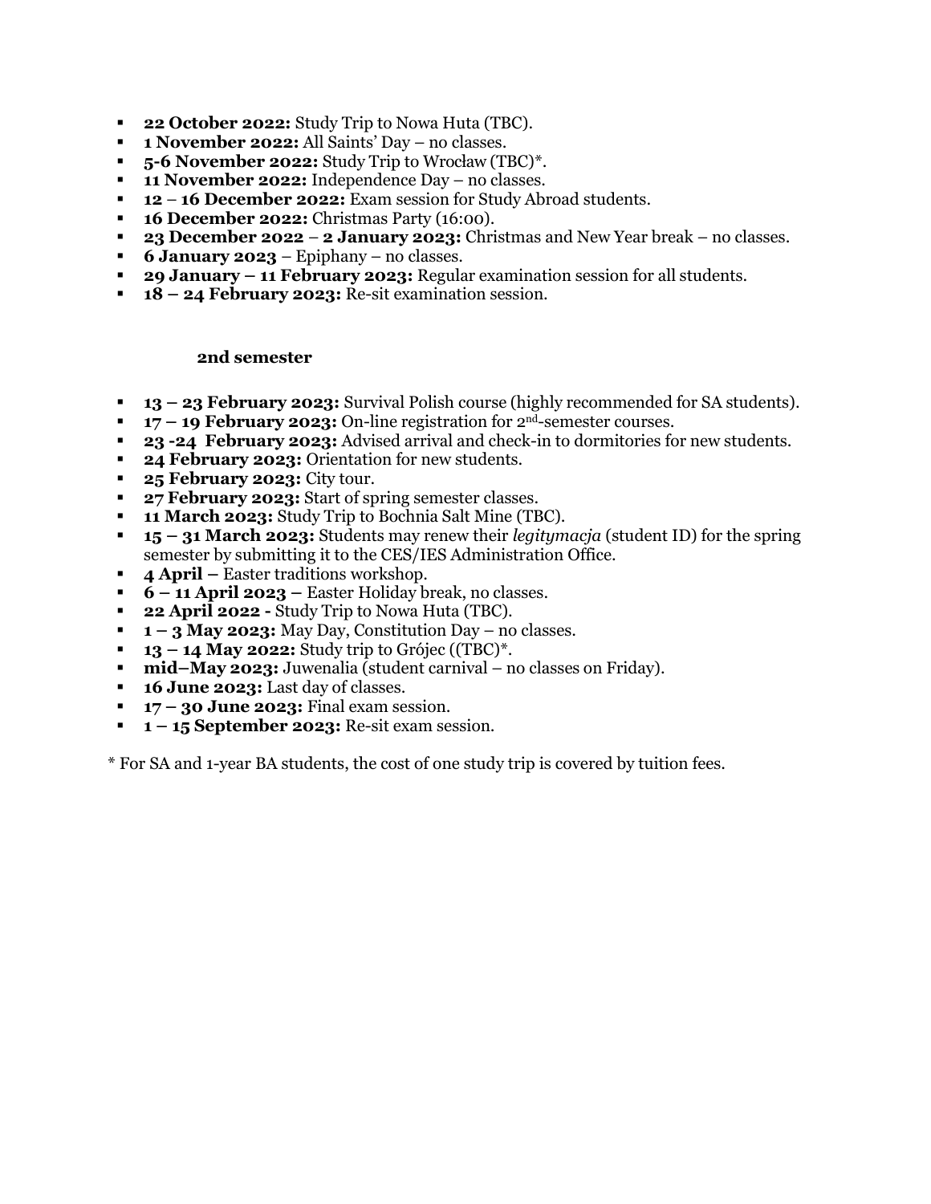- **22 October 2022:** Study Trip to Nowa Huta (TBC).
- **1 November 2022:** All Saints' Day – no classes.
- **5-6 November 2022:** Study Trip to Wrocław (TBC)*.
- **11 November 2022:** Independence Day – no classes.
- **12 – 16 December 2022:** Exam session for Study Abroad students.
- **16 December 2022:** Christmas Party (16:00).
- **23 December 2022 – 2 January 2023:** Christmas and New Year break – no classes.
- **6 January 2023** – Epiphany – no classes.
- **29 January – 11 February 2023:** Regular examination session for all students.
- **18 – 24 February 2023:** Re-sit examination session.

### 2nd semester

- **13 – 23 February 2023:** Survival Polish course (highly recommended for SA students).
- **17 – 19 February 2023:** On-line registration for 2nd-semester courses.
- **23 -24 February 2023:** Advised arrival and check-in to dormitories for new students.
- **24 February 2023:** Orientation for new students.
- **25 February 2023:** City tour.
- **27 February 2023:** Start of spring semester classes.
- **11 March 2023:** Study Trip to Bochnia Salt Mine (TBC).
- **15 – 31 March 2023:** Students may renew their *legitymacja* (student ID) for the spring semester by submitting it to the CES/IES Administration Office.
- **4 April –** Easter traditions workshop.
- **6 – 11 April 2023 –** Easter Holiday break, no classes.
- **22 April 2022 -** Study Trip to Nowa Huta (TBC).
- **1 – 3 May 2023:** May Day, Constitution Day – no classes.
- **13 – 14 May 2022:** Study trip to Grójec ((TBC)*.
- **mid–May 2023:** Juwenalia (student carnival – no classes on Friday).
- **16 June 2023:** Last day of classes.
- **17 – 30 June 2023:** Final exam session.
- **1 – 15 September 2023:** Re-sit exam session.

* For SA and 1-year BA students, the cost of one study trip is covered by tuition fees.